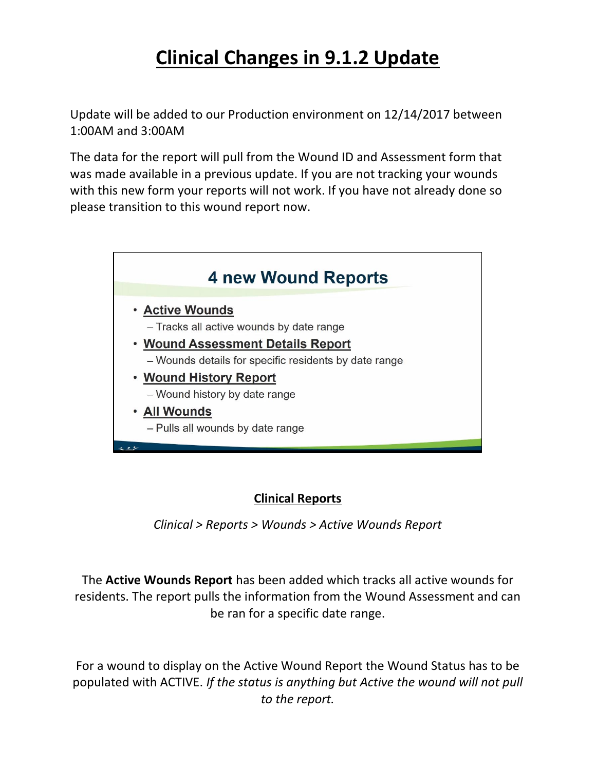# Clinical Changes in 9.1.2 Update

Update will be added to our Production environment on 12/14/2017 between 1:00AM and 3:00AM

The data for the report will pull from the Wound ID and Assessment form that was made available in a previous update. If you are not tracking your wounds with this new form your reports will not work. If you have not already done so please transition to this wound report now.

## 4 new Wound Reports

- **Active Wounds**
  - Tracks all active wounds by date range
- **Wound Assessment Details Report**
  - Wounds details for specific residents by date range
- **Wound History Report**
  - Wound history by date range
- **All Wounds**
  - Pulls all wounds by date range

## Clinical Reports

*Clinical > Reports > Wounds > Active Wounds Report*

The **Active Wounds Report** has been added which tracks all active wounds for residents. The report pulls the information from the Wound Assessment and can be ran for a specific date range.

For a wound to display on the Active Wound Report the Wound Status has to be populated with ACTIVE. *If the status is anything but Active the wound will not pull to the report.*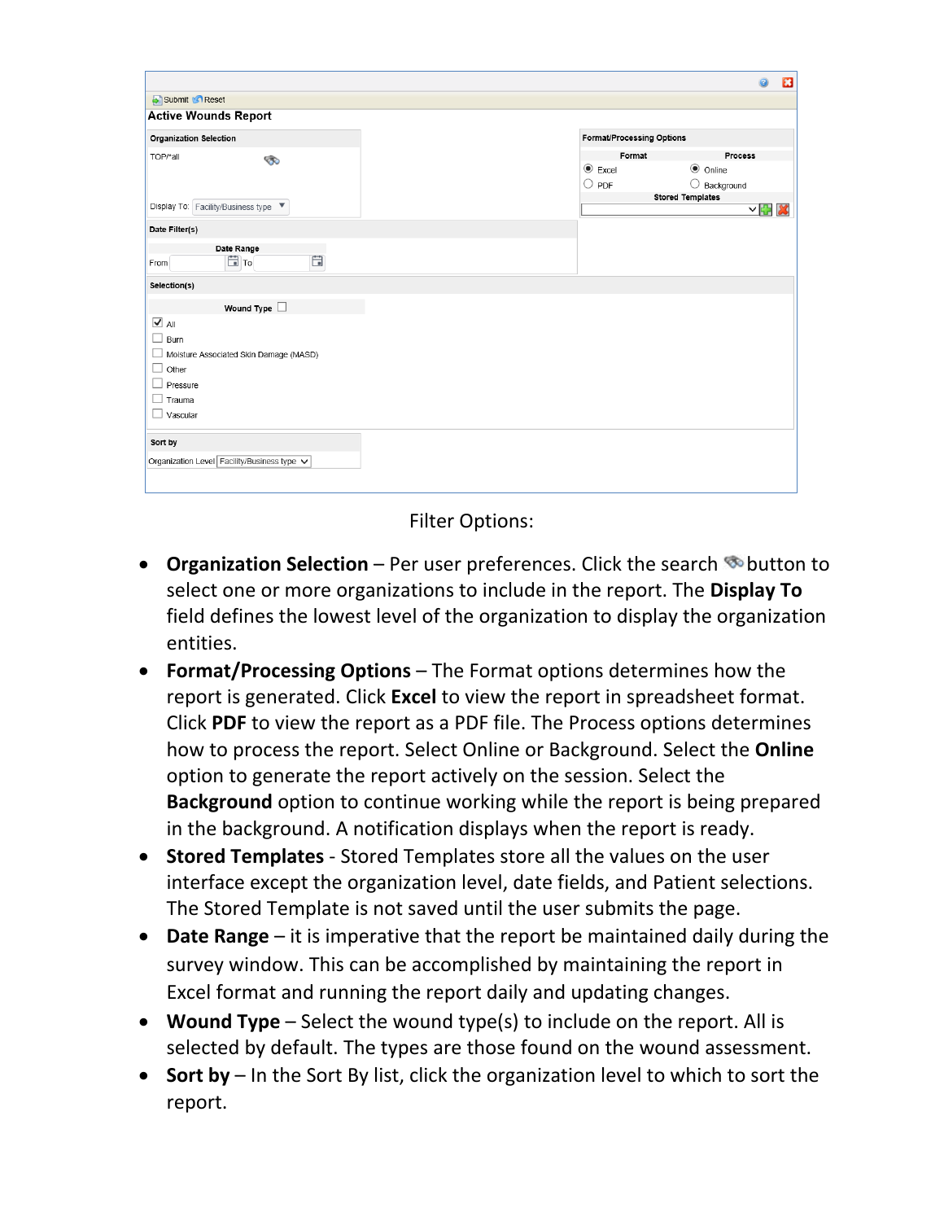Filter Options:

- **Organization Selection** – Per user preferences. Click the search button to select one or more organizations to include in the report. The **Display To** field defines the lowest level of the organization to display the organization entities.
- **Format/Processing Options** – The Format options determines how the report is generated. Click **Excel** to view the report in spreadsheet format. Click **PDF** to view the report as a PDF file. The Process options determines how to process the report. Select Online or Background. Select the **Online** option to generate the report actively on the session. Select the **Background** option to continue working while the report is being prepared in the background. A notification displays when the report is ready.
- **Stored Templates** - Stored Templates store all the values on the user interface except the organization level, date fields, and Patient selections. The Stored Template is not saved until the user submits the page.
- **Date Range** – it is imperative that the report be maintained daily during the survey window. This can be accomplished by maintaining the report in Excel format and running the report daily and updating changes.
- **Wound Type** – Select the wound type(s) to include on the report. All is selected by default. The types are those found on the wound assessment.
- **Sort by** – In the Sort By list, click the organization level to which to sort the report.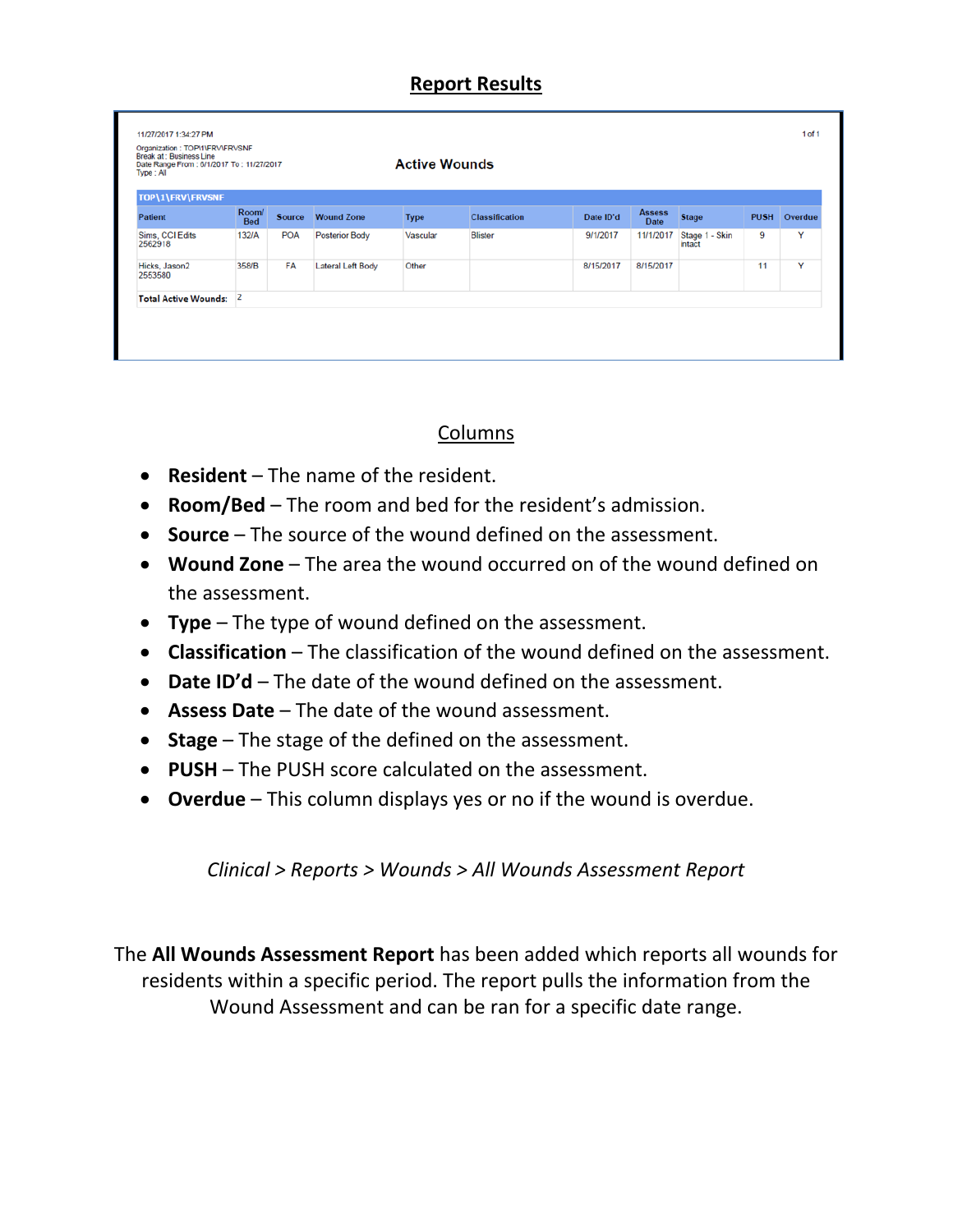## Report Results

11/27/2017 1:34:27 PM

Organization : TOP\1\FRV\FRVSNF
Break at : Business Line
Date Range From : 6/1/2017 To : 11/27/2017
Type : All

**Active Wounds**

TOP\1\FRV\FRVSNF

| Patient | Room/ Bed | Source | Wound Zone | Type | Classification | Date ID'd | Assess Date | Stage | PUSH | Overdue |
|---|---|---|---|---|---|---|---|---|---|---|
| Sims, CCI Edits 2562918 | 132/A | POA | Posterior Body | Vascular | Blister | 9/1/2017 | 11/1/2017 | Stage 1 - Skin intact | 9 | Y |
| Hicks, Jason2 2553580 | 358/B | FA | Lateral Left Body | Other | | 8/15/2017 | 8/15/2017 | | 11 | Y |
| **Total Active Wounds:** | 2 | | | | | | | | | |

### Columns

- **Resident** – The name of the resident.
- **Room/Bed** – The room and bed for the resident's admission.
- **Source** – The source of the wound defined on the assessment.
- **Wound Zone** – The area the wound occurred on of the wound defined on the assessment.
- **Type** – The type of wound defined on the assessment.
- **Classification** – The classification of the wound defined on the assessment.
- **Date ID'd** – The date of the wound defined on the assessment.
- **Assess Date** – The date of the wound assessment.
- **Stage** – The stage of the defined on the assessment.
- **PUSH** – The PUSH score calculated on the assessment.
- **Overdue** – This column displays yes or no if the wound is overdue.

*Clinical > Reports > Wounds > All Wounds Assessment Report*

The **All Wounds Assessment Report** has been added which reports all wounds for residents within a specific period. The report pulls the information from the Wound Assessment and can be ran for a specific date range.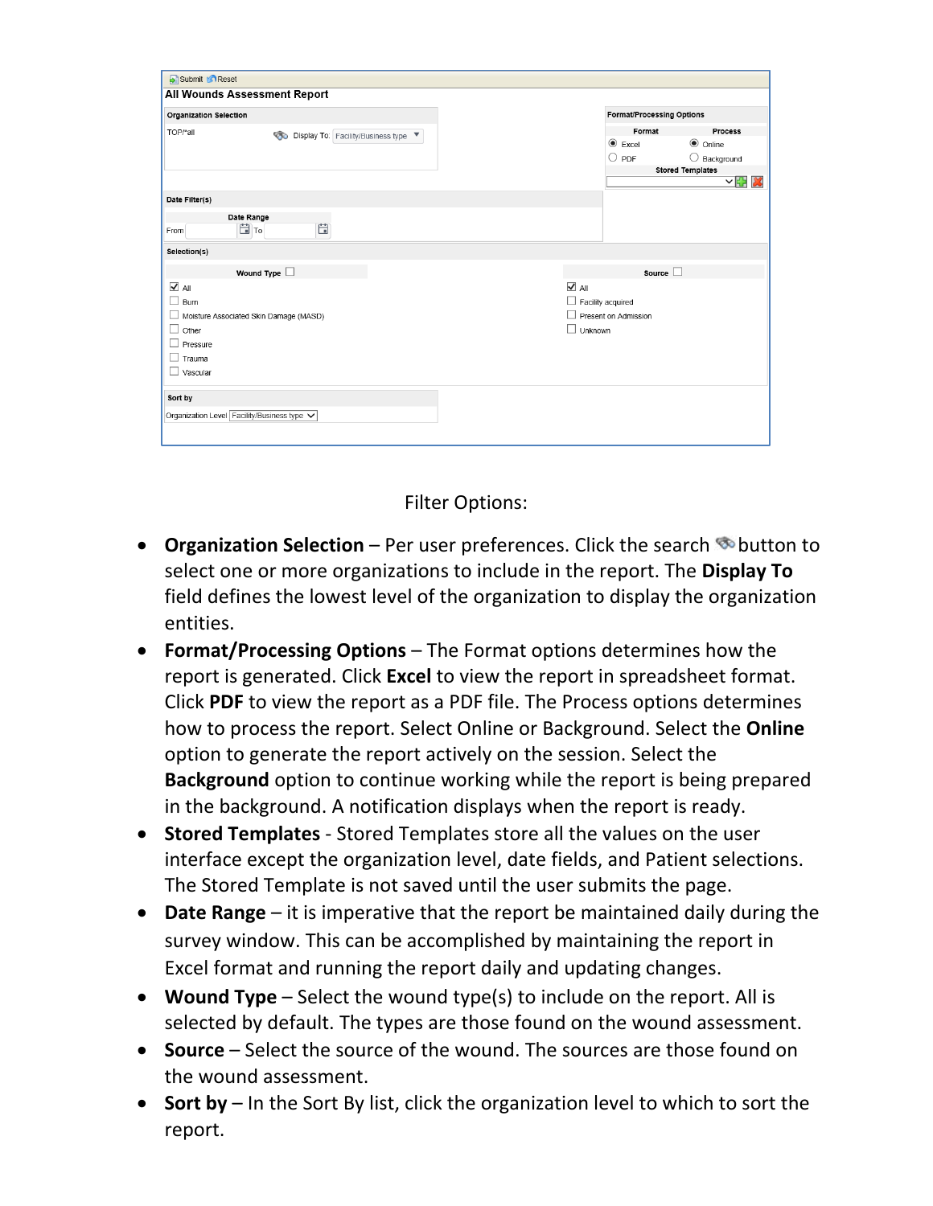Filter Options:

- **Organization Selection** – Per user preferences. Click the search button to select one or more organizations to include in the report. The **Display To** field defines the lowest level of the organization to display the organization entities.
- **Format/Processing Options** – The Format options determines how the report is generated. Click **Excel** to view the report in spreadsheet format. Click **PDF** to view the report as a PDF file. The Process options determines how to process the report. Select Online or Background. Select the **Online** option to generate the report actively on the session. Select the **Background** option to continue working while the report is being prepared in the background. A notification displays when the report is ready.
- **Stored Templates** - Stored Templates store all the values on the user interface except the organization level, date fields, and Patient selections. The Stored Template is not saved until the user submits the page.
- **Date Range** – it is imperative that the report be maintained daily during the survey window. This can be accomplished by maintaining the report in Excel format and running the report daily and updating changes.
- **Wound Type** – Select the wound type(s) to include on the report. All is selected by default. The types are those found on the wound assessment.
- **Source** – Select the source of the wound. The sources are those found on the wound assessment.
- **Sort by** – In the Sort By list, click the organization level to which to sort the report.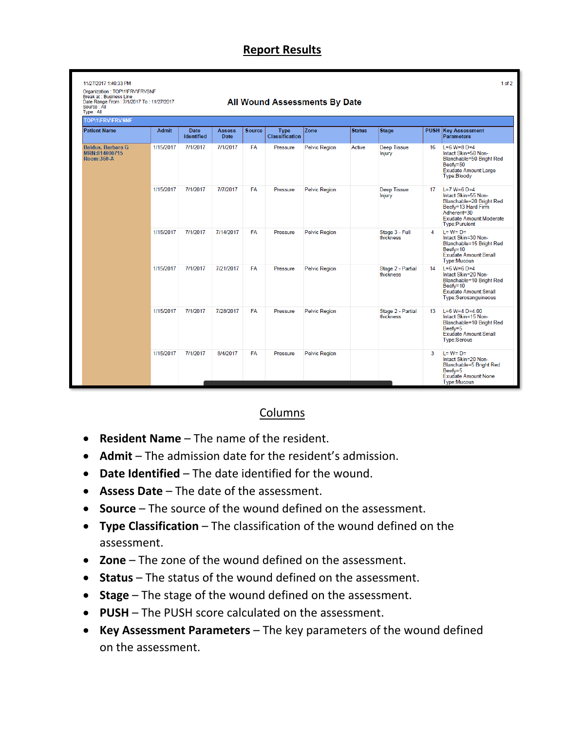## Report Results

11/27/2017 1:40:33 PM
Organization : TOP\1\FRV\FRVSNF
Break at : Business Line
Date Range From : 7/1/2017 To : 11/27/2017
Source : All
Type : All

**All Wound Assessments By Date**

TOP\1\FRV\FRVSNF

| Patient Name | Admit | Date Identified | Assess Date | Source | Type Classification | Zone | Status | Stage | PUSH | Key Assessment Parameters |
|---|---|---|---|---|---|---|---|---|---|---|
| Baldus, Barbara G MRN:814000715 Room:360-A | 1/15/2017 | 7/1/2017 | 7/1/2017 | FA | Pressure | Pelvic Region | Active | Deep Tissue Injury | 16 | L=6 W=8 D=4 Intact Skin=50 Non-Blanchable=50 Bright Red Beefy=50 Exudate Amount:Large Type:Bloody |
| | 1/15/2017 | 7/1/2017 | 7/7/2017 | FA | Pressure | Pelvic Region | | Deep Tissue Injury | 17 | L=7 W=6 D=4 Intact Skin=55 Non-Blanchable=20 Bright Red Beefy=13 Hard Firm Adherent=30 Exudate Amount:Moderate Type:Purulent |
| | 1/15/2017 | 7/1/2017 | 7/14/2017 | FA | Pressure | Pelvic Region | | Stage 3 - Full thickness | 4 | L= W= D= Intact Skin=30 Non-Blanchable=15 Bright Red Beefy=10 Exudate Amount:Small Type:Mucous |
| | 1/15/2017 | 7/1/2017 | 7/21/2017 | FA | Pressure | Pelvic Region | | Stage 2 - Partial thickness | 14 | L=6 W=6 D=4 Intact Skin=20 Non-Blanchable=10 Bright Red Beefy=10 Exudate Amount:Small Type:Serosanguineous |
| | 1/15/2017 | 7/1/2017 | 7/28/2017 | FA | Pressure | Pelvic Region | | Stage 2 - Partial thickness | 13 | L=6 W=4 D=4.00 Intact Skin=15 Non-Blanchable=10 Bright Red Beefy=5 Exudate Amount:Small Type:Serous |
| | 1/15/2017 | 7/1/2017 | 8/4/2017 | FA | Pressure | Pelvic Region | | | 3 | L= W= D= Intact Skin=20 Non-Blanchable=5 Bright Red Beefy=5 Exudate Amount:None Type:Mucous |

## Columns

- **Resident Name** – The name of the resident.
- **Admit** – The admission date for the resident's admission.
- **Date Identified** – The date identified for the wound.
- **Assess Date** – The date of the assessment.
- **Source** – The source of the wound defined on the assessment.
- **Type Classification** – The classification of the wound defined on the assessment.
- **Zone** – The zone of the wound defined on the assessment.
- **Status** – The status of the wound defined on the assessment.
- **Stage** – The stage of the wound defined on the assessment.
- **PUSH** – The PUSH score calculated on the assessment.
- **Key Assessment Parameters** – The key parameters of the wound defined on the assessment.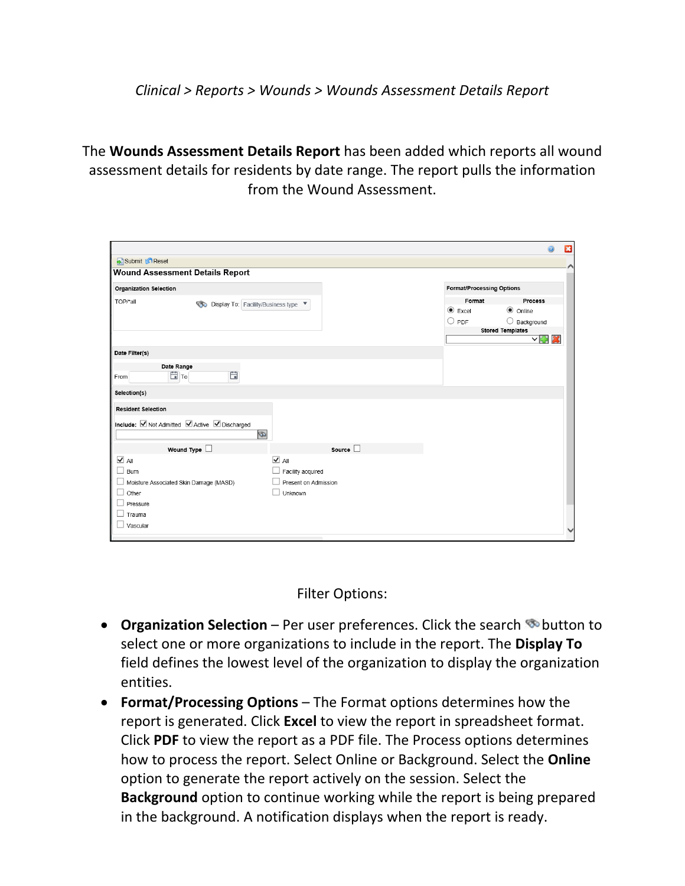*Clinical > Reports > Wounds > Wounds Assessment Details Report*

The **Wounds Assessment Details Report** has been added which reports all wound assessment details for residents by date range. The report pulls the information from the Wound Assessment.

Filter Options:

- **Organization Selection** – Per user preferences. Click the search button to select one or more organizations to include in the report. The **Display To** field defines the lowest level of the organization to display the organization entities.
- **Format/Processing Options** – The Format options determines how the report is generated. Click **Excel** to view the report in spreadsheet format. Click **PDF** to view the report as a PDF file. The Process options determines how to process the report. Select Online or Background. Select the **Online** option to generate the report actively on the session. Select the **Background** option to continue working while the report is being prepared in the background. A notification displays when the report is ready.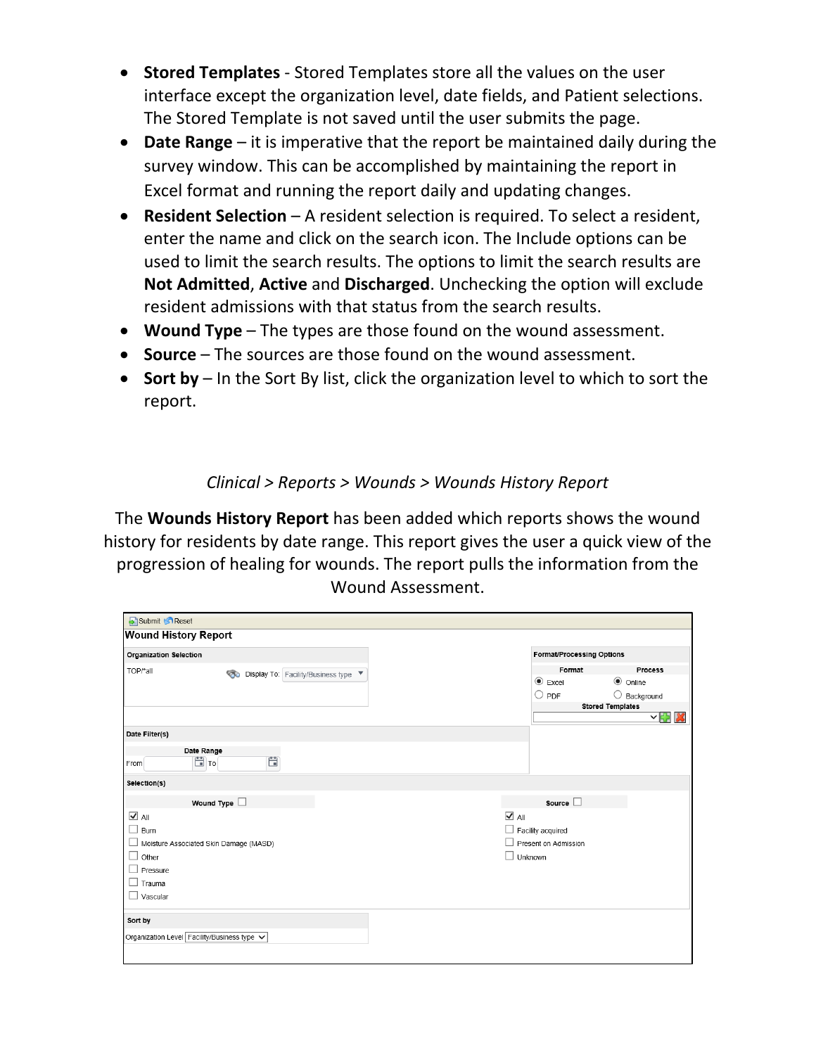- **Stored Templates** - Stored Templates store all the values on the user interface except the organization level, date fields, and Patient selections. The Stored Template is not saved until the user submits the page.
- **Date Range** – it is imperative that the report be maintained daily during the survey window. This can be accomplished by maintaining the report in Excel format and running the report daily and updating changes.
- **Resident Selection** – A resident selection is required. To select a resident, enter the name and click on the search icon. The Include options can be used to limit the search results. The options to limit the search results are **Not Admitted**, **Active** and **Discharged**. Unchecking the option will exclude resident admissions with that status from the search results.
- **Wound Type** – The types are those found on the wound assessment.
- **Source** – The sources are those found on the wound assessment.
- **Sort by** – In the Sort By list, click the organization level to which to sort the report.

*Clinical > Reports > Wounds > Wounds History Report*

The **Wounds History Report** has been added which reports shows the wound history for residents by date range. This report gives the user a quick view of the progression of healing for wounds. The report pulls the information from the Wound Assessment.

Submit Reset

**Wound History Report**

**Organization Selection**

TOP/*all  Display To: Facility/Business type

**Format/Processing Options**

| Format | Process |
| --- | --- |
| ◉ Excel | ◉ Online |
| ○ PDF | ○ Background |

**Stored Templates**

**Date Filter(s)**

Date Range
From ___ To ___

**Selection(s)**

| Wound Type ☐ | Source ☐ |
| --- | --- |
| ☑ All | ☑ All |
| ☐ Burn | ☐ Facility acquired |
| ☐ Moisture Associated Skin Damage (MASD) | ☐ Present on Admission |
| ☐ Other | ☐ Unknown |
| ☐ Pressure | |
| ☐ Trauma | |
| ☐ Vascular | |

**Sort by**

Organization Level Facility/Business type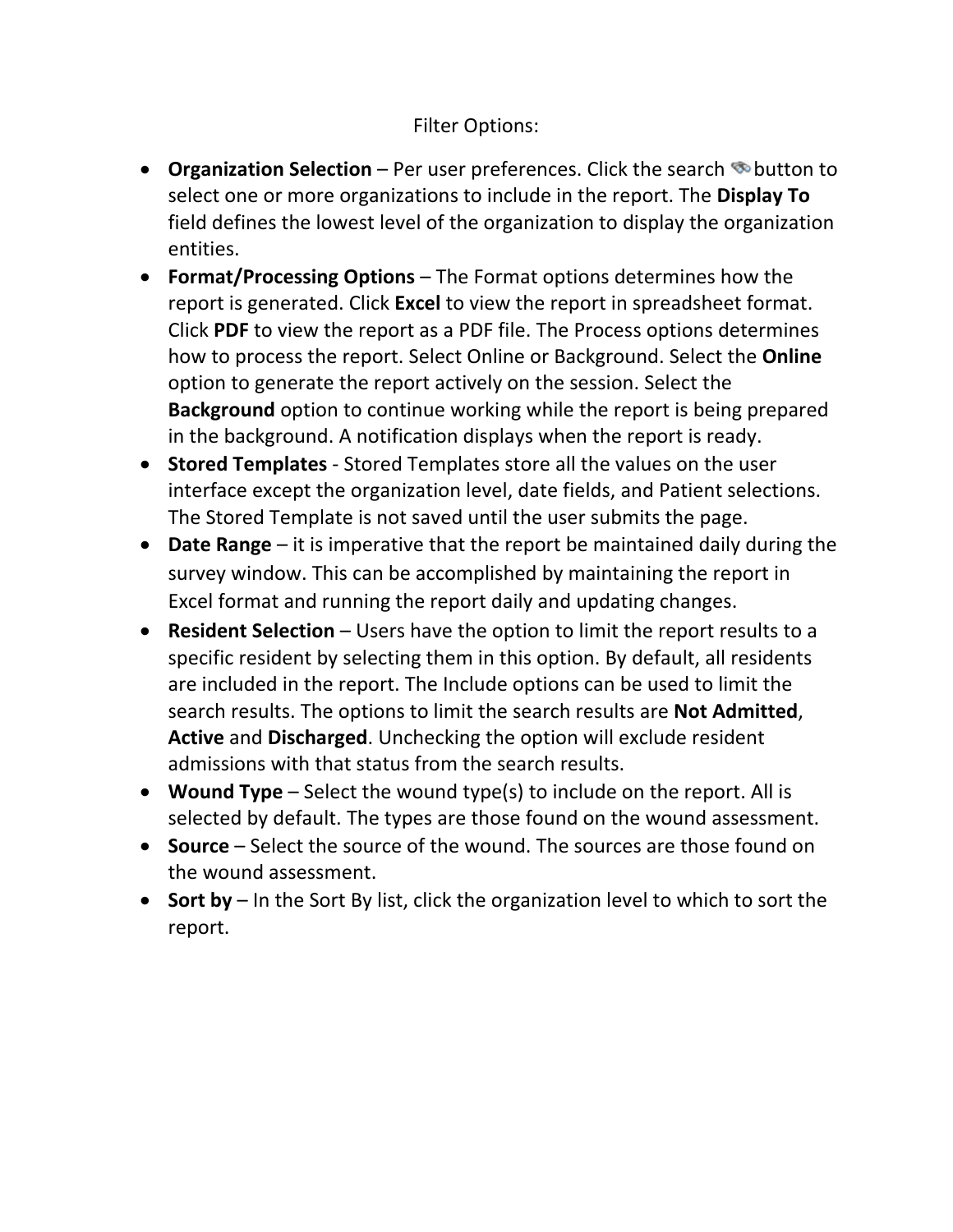Filter Options:

- **Organization Selection** – Per user preferences. Click the search button to select one or more organizations to include in the report. The **Display To** field defines the lowest level of the organization to display the organization entities.
- **Format/Processing Options** – The Format options determines how the report is generated. Click **Excel** to view the report in spreadsheet format. Click **PDF** to view the report as a PDF file. The Process options determines how to process the report. Select Online or Background. Select the **Online** option to generate the report actively on the session. Select the **Background** option to continue working while the report is being prepared in the background. A notification displays when the report is ready.
- **Stored Templates** - Stored Templates store all the values on the user interface except the organization level, date fields, and Patient selections. The Stored Template is not saved until the user submits the page.
- **Date Range** – it is imperative that the report be maintained daily during the survey window. This can be accomplished by maintaining the report in Excel format and running the report daily and updating changes.
- **Resident Selection** – Users have the option to limit the report results to a specific resident by selecting them in this option. By default, all residents are included in the report. The Include options can be used to limit the search results. The options to limit the search results are **Not Admitted**, **Active** and **Discharged**. Unchecking the option will exclude resident admissions with that status from the search results.
- **Wound Type** – Select the wound type(s) to include on the report. All is selected by default. The types are those found on the wound assessment.
- **Source** – Select the source of the wound. The sources are those found on the wound assessment.
- **Sort by** – In the Sort By list, click the organization level to which to sort the report.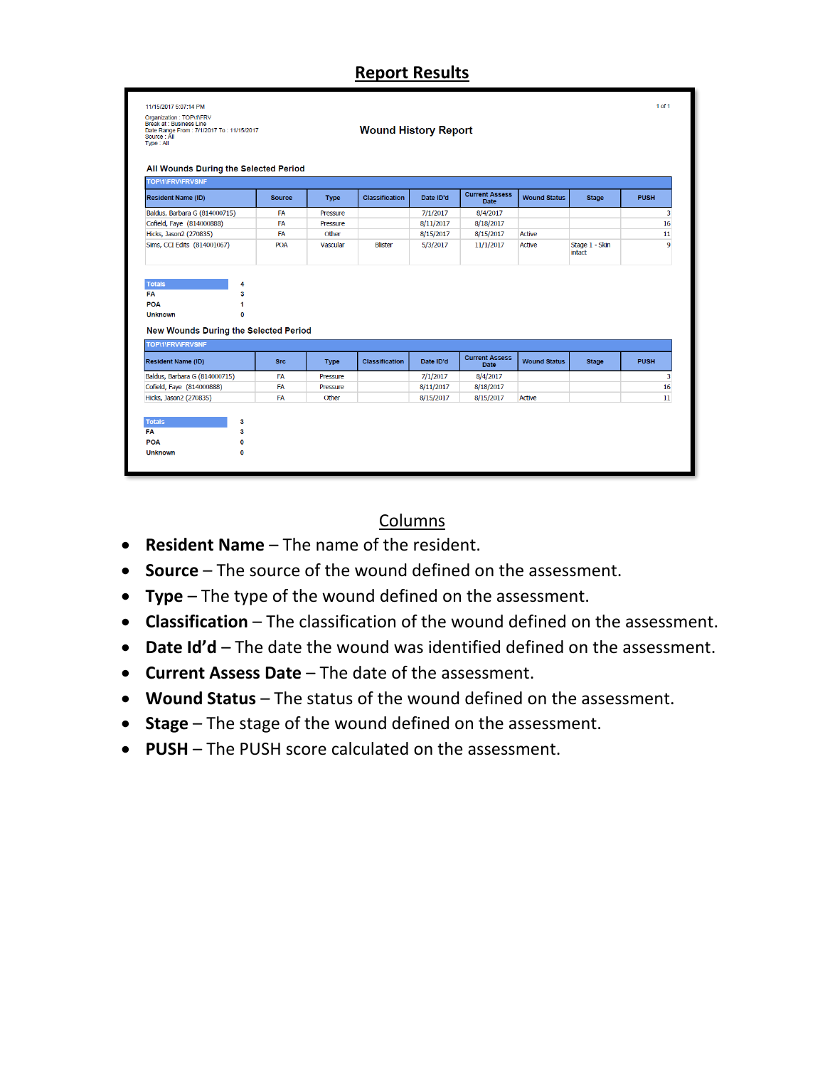## Report Results

11/15/2017 5:07:14 PM

Organization : TOP\1\FRV
Break at : Business Line
Date Range From : 7/1/2017 To : 11/15/2017
Source : All
Type : All

### Wound History Report

#### All Wounds During the Selected Period

TOP\1\FRV\FRVSNF

| Resident Name (ID) | Source | Type | Classification | Date ID'd | Current Assess Date | Wound Status | Stage | PUSH |
|---|---|---|---|---|---|---|---|---|
| Baldus, Barbara G (814000715) | FA | Pressure | | 7/1/2017 | 8/4/2017 | | | 3 |
| Cofield, Faye (814000888) | FA | Pressure | | 8/11/2017 | 8/18/2017 | | | 16 |
| Hicks, Jason2 (270835) | FA | Other | | 8/15/2017 | 8/15/2017 | Active | | 11 |
| Sims, CCI Edits (814001067) | POA | Vascular | Blister | 5/3/2017 | 11/1/2017 | Active | Stage 1 - Skin intact | 9 |

| Totals | 4 |
|---|---|
| FA | 3 |
| POA | 1 |
| Unknown | 0 |

#### New Wounds During the Selected Period

TOP\1\FRV\FRVSNF

| Resident Name (ID) | Src | Type | Classification | Date ID'd | Current Assess Date | Wound Status | Stage | PUSH |
|---|---|---|---|---|---|---|---|---|
| Baldus, Barbara G (814000715) | FA | Pressure | | 7/1/2017 | 8/4/2017 | | | 3 |
| Cofield, Faye (814000888) | FA | Pressure | | 8/11/2017 | 8/18/2017 | | | 16 |
| Hicks, Jason2 (270835) | FA | Other | | 8/15/2017 | 8/15/2017 | Active | | 11 |

| Totals | 3 |
|---|---|
| FA | 3 |
| POA | 0 |
| Unknown | 0 |

## Columns

- **Resident Name** – The name of the resident.
- **Source** – The source of the wound defined on the assessment.
- **Type** – The type of the wound defined on the assessment.
- **Classification** – The classification of the wound defined on the assessment.
- **Date Id'd** – The date the wound was identified defined on the assessment.
- **Current Assess Date** – The date of the assessment.
- **Wound Status** – The status of the wound defined on the assessment.
- **Stage** – The stage of the wound defined on the assessment.
- **PUSH** – The PUSH score calculated on the assessment.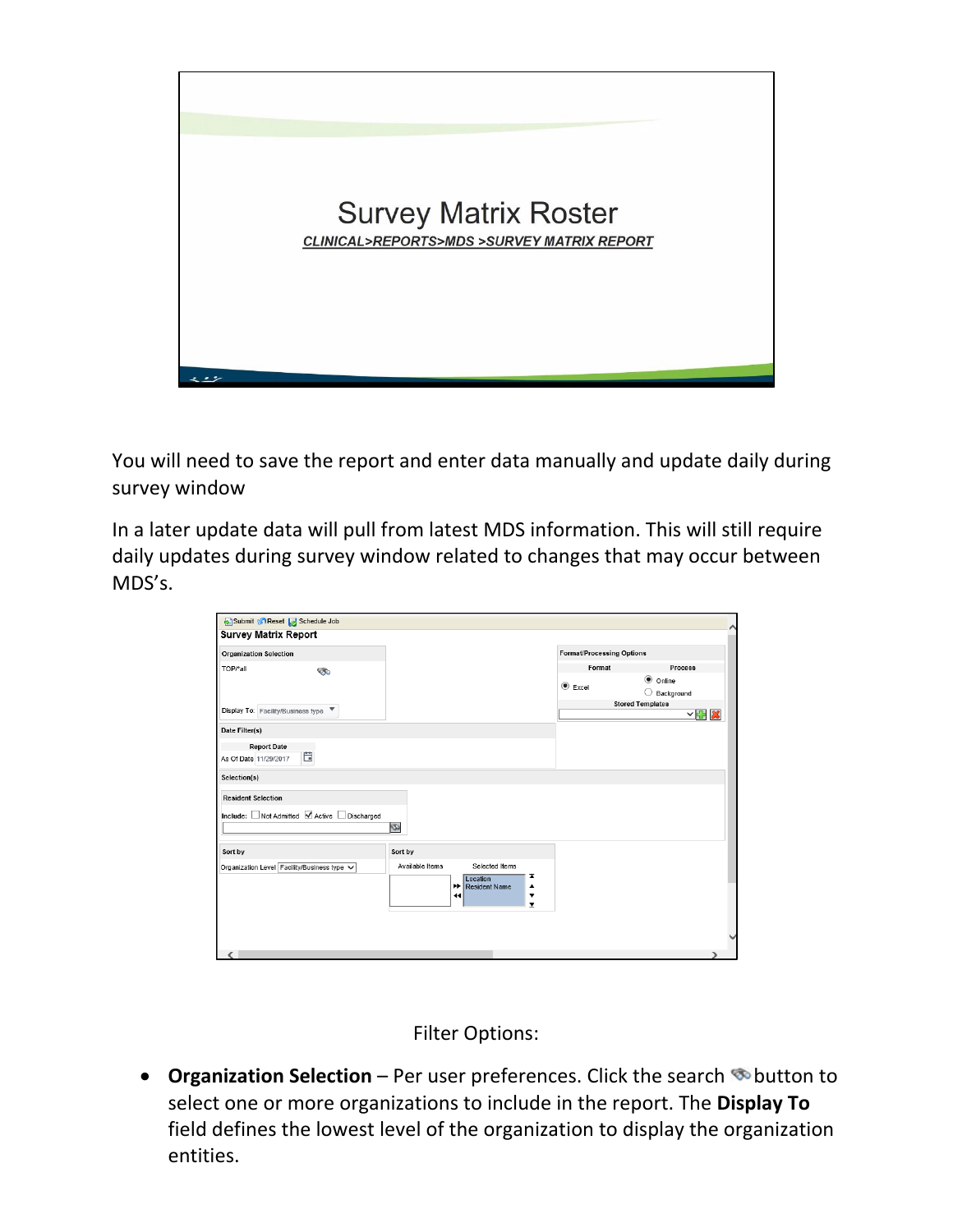# Survey Matrix Roster

CLINICAL>REPORTS>MDS >SURVEY MATRIX REPORT

You will need to save the report and enter data manually and update daily during survey window

In a later update data will pull from latest MDS information. This will still require daily updates during survey window related to changes that may occur between MDS's.

Filter Options:

- **Organization Selection** – Per user preferences. Click the search button to select one or more organizations to include in the report. The **Display To** field defines the lowest level of the organization to display the organization entities.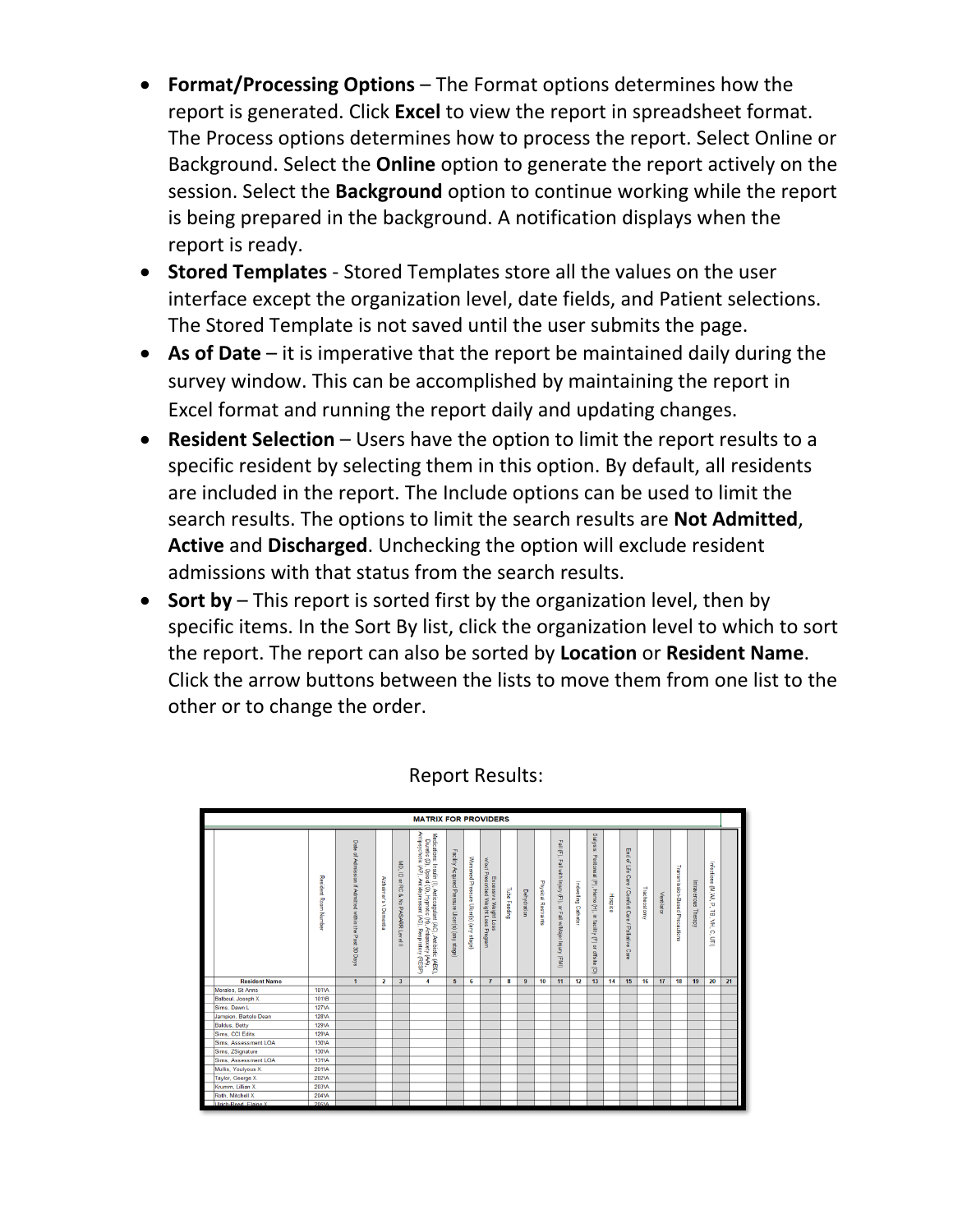- **Format/Processing Options** – The Format options determines how the report is generated. Click **Excel** to view the report in spreadsheet format. The Process options determines how to process the report. Select Online or Background. Select the **Online** option to generate the report actively on the session. Select the **Background** option to continue working while the report is being prepared in the background. A notification displays when the report is ready.
- **Stored Templates** - Stored Templates store all the values on the user interface except the organization level, date fields, and Patient selections. The Stored Template is not saved until the user submits the page.
- **As of Date** – it is imperative that the report be maintained daily during the survey window. This can be accomplished by maintaining the report in Excel format and running the report daily and updating changes.
- **Resident Selection** – Users have the option to limit the report results to a specific resident by selecting them in this option. By default, all residents are included in the report. The Include options can be used to limit the search results. The options to limit the search results are **Not Admitted**, **Active** and **Discharged**. Unchecking the option will exclude resident admissions with that status from the search results.
- **Sort by** – This report is sorted first by the organization level, then by specific items. In the Sort By list, click the organization level to which to sort the report. The report can also be sorted by **Location** or **Resident Name**. Click the arrow buttons between the lists to move them from one list to the other or to change the order.

Report Results:

**MATRIX FOR PROVIDERS**

| | Resident Room Number | Date of Admission if Admitted within the Past 30 Days | Alzheimer's / Dementia | MD, ID or RC & No PASARR Level II | Medications: Insulin (I), Anticoagulant (AC), Antibiotic (ABX), Diuretic (D), Opioid (O), Hypnotic (H), Antianxiety (AA), Antipsychotic (AP), Antidepressant (AD), Respiratory (RESP) | Facility-Acquired Pressure Ulcer(s) (any stage) | Worsened Pressure Ulcer(s) (any stage) | Excessive Weight Loss w/out Prescribed Weight Loss Program | Tube Feeding | Dehydration | Physical Restraints | Fall (F), Fall with Injury (FI), or Fall w/Major Injury (FMI) | Indwelling Catheter | Dialysis: Peritoneal (P), Hemo (H), in facility (F) or offsite (O) | Hospice | End of Life Care / Comfort Care / Palliative Care | Tracheostomy | Ventilator | Transmission-Based Precautions | Intravenous Therapy | Infections (M, W, P, TB, VH, C, UTI) | |
|---|---|---|---|---|---|---|---|---|---|---|---|---|---|---|---|---|---|---|---|---|---|---|
| **Resident Name** | | 1 | 2 | 3 | 4 | 5 | 6 | 7 | 8 | 9 | 10 | 11 | 12 | 13 | 14 | 15 | 16 | 17 | 18 | 19 | 20 | 21 |
| Morales, St Anns | 101\A | | | | | | | | | | | | | | | | | | | | | |
| Balboul, Joseph X | 101\B | | | | | | | | | | | | | | | | | | | | | |
| Sims, Dawn L | 127\A | | | | | | | | | | | | | | | | | | | | | |
| Jampion, Bartolo Dean | 128\A | | | | | | | | | | | | | | | | | | | | | |
| Baldus, Betty | 129\A | | | | | | | | | | | | | | | | | | | | | |
| Sims, CCI Edits | 129\A | | | | | | | | | | | | | | | | | | | | | |
| Sims, Assessment LOA | 130\A | | | | | | | | | | | | | | | | | | | | | |
| Sims, ZSignature | 130\A | | | | | | | | | | | | | | | | | | | | | |
| Sims, Assessment LOA | 131\A | | | | | | | | | | | | | | | | | | | | | |
| Mullis, Youlyous X. | 201\A | | | | | | | | | | | | | | | | | | | | | |
| Taylor, George X. | 202\A | | | | | | | | | | | | | | | | | | | | | |
| Krumm, Lillian X | 203\A | | | | | | | | | | | | | | | | | | | | | |
| Roth, Mitchell X | 204\A | | | | | | | | | | | | | | | | | | | | | |
| Ulrich Reed, Elaine X | 205\A | | | | | | | | | | | | | | | | | | | | | |